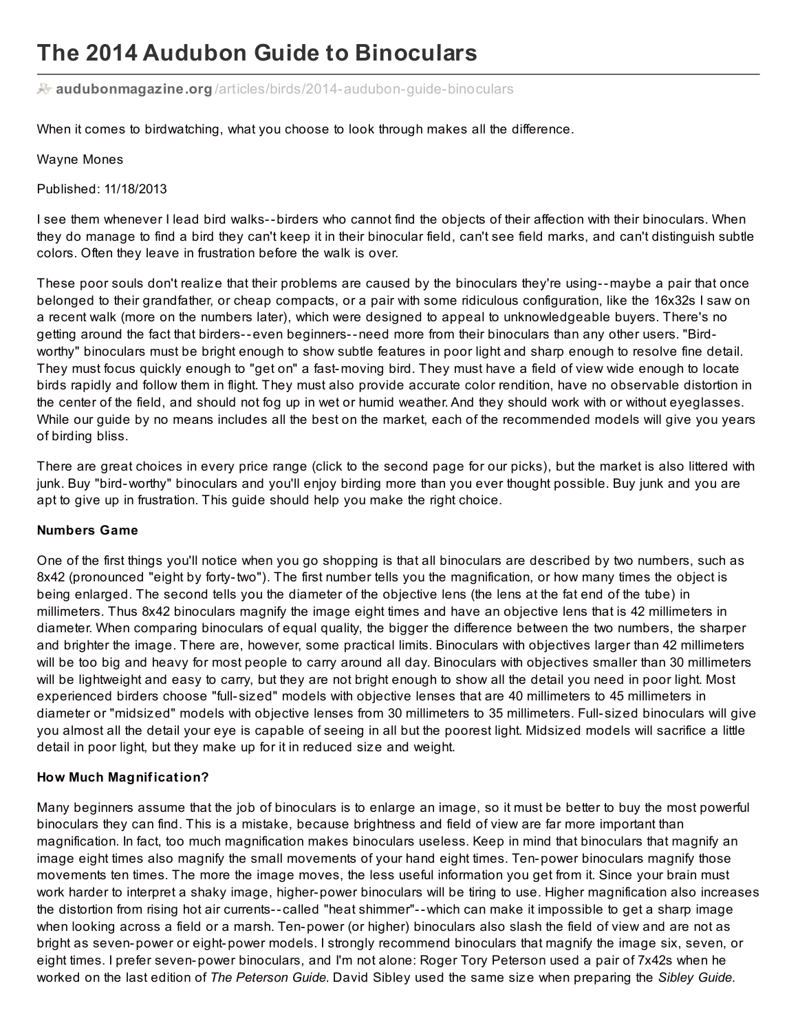# The 2014 Audubon Guide to Binoculars

audubonmagazine.org/articles/birds/2014-audubon-guide-binoculars

When it comes to birdwatching, what you choose to look through makes all the difference.

Wayne Mones

Published: 11/18/2013

I see them whenever I lead bird walks--birders who cannot find the objects of their affection with their binoculars. When they do manage to find a bird they can't keep it in their binocular field, can't see field marks, and can't distinguish subtle colors. Often they leave in frustration before the walk is over.

These poor souls don't realize that their problems are caused by the binoculars they're using--maybe a pair that once belonged to their grandfather, or cheap compacts, or a pair with some ridiculous configuration, like the 16x32s I saw on a recent walk (more on the numbers later), which were designed to appeal to unknowledgeable buyers. There's no getting around the fact that birders--even beginners--need more from their binoculars than any other users. "Bird-worthy" binoculars must be bright enough to show subtle features in poor light and sharp enough to resolve fine detail. They must focus quickly enough to "get on" a fast-moving bird. They must have a field of view wide enough to locate birds rapidly and follow them in flight. They must also provide accurate color rendition, have no observable distortion in the center of the field, and should not fog up in wet or humid weather. And they should work with or without eyeglasses. While our guide by no means includes all the best on the market, each of the recommended models will give you years of birding bliss.

There are great choices in every price range (click to the second page for our picks), but the market is also littered with junk. Buy "bird-worthy" binoculars and you'll enjoy birding more than you ever thought possible. Buy junk and you are apt to give up in frustration. This guide should help you make the right choice.

**Numbers Game**

One of the first things you'll notice when you go shopping is that all binoculars are described by two numbers, such as 8x42 (pronounced "eight by forty-two"). The first number tells you the magnification, or how many times the object is being enlarged. The second tells you the diameter of the objective lens (the lens at the fat end of the tube) in millimeters. Thus 8x42 binoculars magnify the image eight times and have an objective lens that is 42 millimeters in diameter. When comparing binoculars of equal quality, the bigger the difference between the two numbers, the sharper and brighter the image. There are, however, some practical limits. Binoculars with objectives larger than 42 millimeters will be too big and heavy for most people to carry around all day. Binoculars with objectives smaller than 30 millimeters will be lightweight and easy to carry, but they are not bright enough to show all the detail you need in poor light. Most experienced birders choose "full-sized" models with objective lenses that are 40 millimeters to 45 millimeters in diameter or "midsized" models with objective lenses from 30 millimeters to 35 millimeters. Full-sized binoculars will give you almost all the detail your eye is capable of seeing in all but the poorest light. Midsized models will sacrifice a little detail in poor light, but they make up for it in reduced size and weight.

**How Much Magnification?**

Many beginners assume that the job of binoculars is to enlarge an image, so it must be better to buy the most powerful binoculars they can find. This is a mistake, because brightness and field of view are far more important than magnification. In fact, too much magnification makes binoculars useless. Keep in mind that binoculars that magnify an image eight times also magnify the small movements of your hand eight times. Ten-power binoculars magnify those movements ten times. The more the image moves, the less useful information you get from it. Since your brain must work harder to interpret a shaky image, higher-power binoculars will be tiring to use. Higher magnification also increases the distortion from rising hot air currents--called "heat shimmer"--which can make it impossible to get a sharp image when looking across a field or a marsh. Ten-power (or higher) binoculars also slash the field of view and are not as bright as seven-power or eight-power models. I strongly recommend binoculars that magnify the image six, seven, or eight times. I prefer seven-power binoculars, and I'm not alone: Roger Tory Peterson used a pair of 7x42s when he worked on the last edition of *The Peterson Guide*. David Sibley used the same size when preparing the *Sibley Guide*.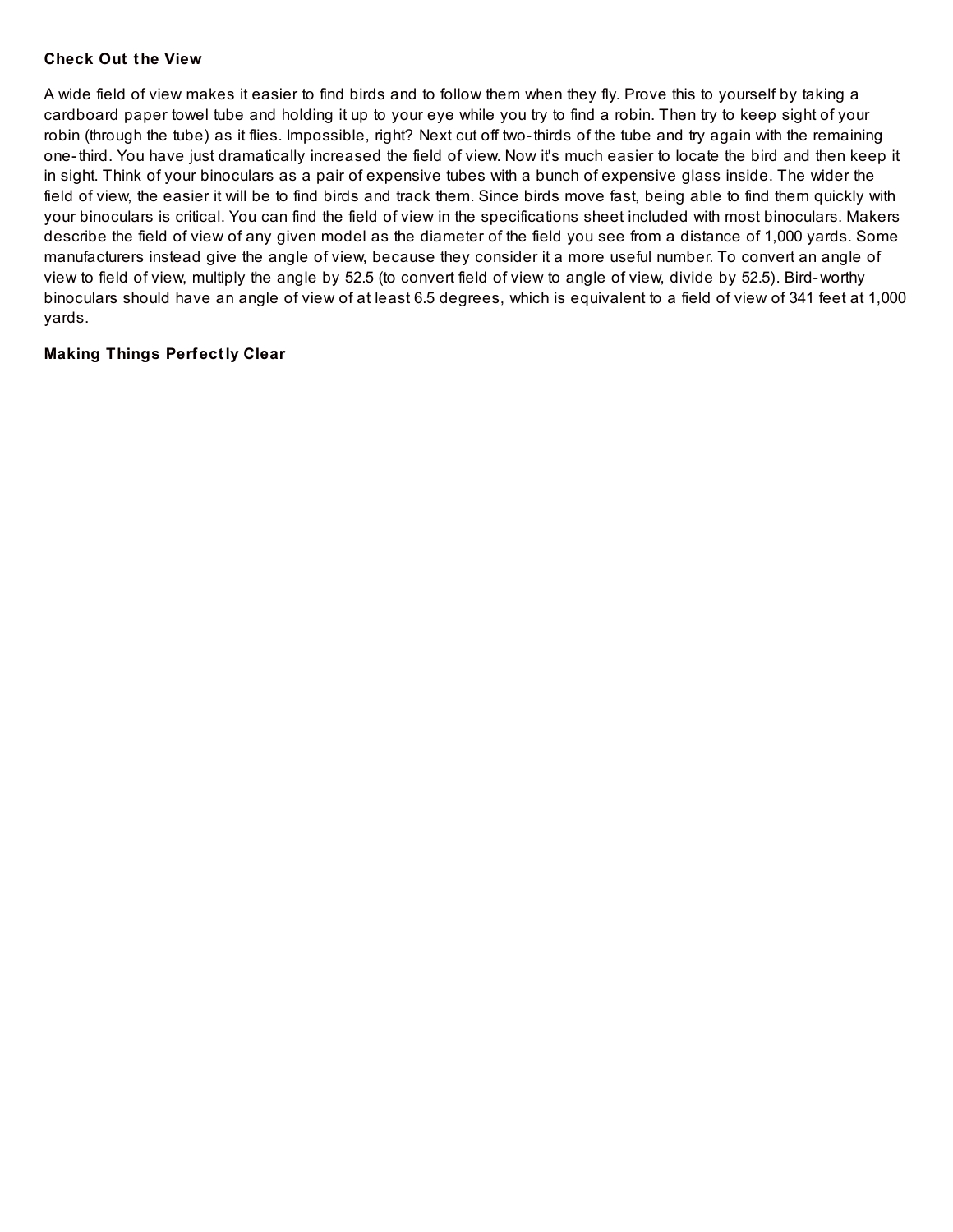**Check Out the View**

A wide field of view makes it easier to find birds and to follow them when they fly. Prove this to yourself by taking a cardboard paper towel tube and holding it up to your eye while you try to find a robin. Then try to keep sight of your robin (through the tube) as it flies. Impossible, right? Next cut off two-thirds of the tube and try again with the remaining one-third. You have just dramatically increased the field of view. Now it's much easier to locate the bird and then keep it in sight. Think of your binoculars as a pair of expensive tubes with a bunch of expensive glass inside. The wider the field of view, the easier it will be to find birds and track them. Since birds move fast, being able to find them quickly with your binoculars is critical. You can find the field of view in the specifications sheet included with most binoculars. Makers describe the field of view of any given model as the diameter of the field you see from a distance of 1,000 yards. Some manufacturers instead give the angle of view, because they consider it a more useful number. To convert an angle of view to field of view, multiply the angle by 52.5 (to convert field of view to angle of view, divide by 52.5). Bird-worthy binoculars should have an angle of view of at least 6.5 degrees, which is equivalent to a field of view of 341 feet at 1,000 yards.

**Making Things Perfectly Clear**